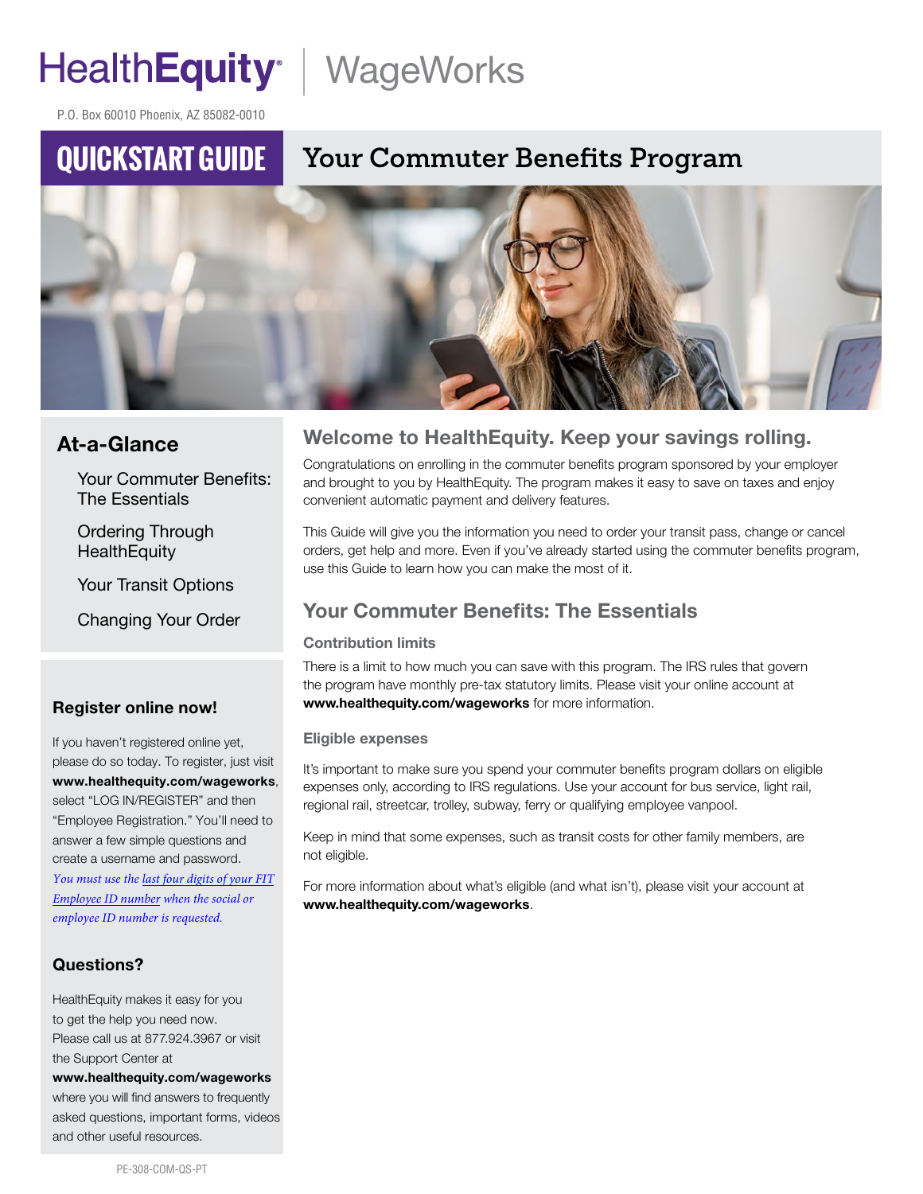# HealthEquity | WageWorks

P.O. Box 60010 Phoenix, AZ 85082-0010

## QUICKSTART GUIDE — Your Commuter Benefits Program

### At-a-Glance

- Your Commuter Benefits: The Essentials
- Ordering Through HealthEquity
- Your Transit Options
- Changing Your Order

### Register online now!

If you haven't registered online yet, please do so today. To register, just visit **www.healthequity.com/wageworks**, select "LOG IN/REGISTER" and then "Employee Registration." You'll need to answer a few simple questions and create a username and password. *You must use the last four digits of your FIT Employee ID number when the social or employee ID number is requested.*

### Questions?

HealthEquity makes it easy for you to get the help you need now. Please call us at 877.924.3967 or visit the Support Center at **www.healthequity.com/wageworks** where you will find answers to frequently asked questions, important forms, videos and other useful resources.

## Welcome to HealthEquity. Keep your savings rolling.

Congratulations on enrolling in the commuter benefits program sponsored by your employer and brought to you by HealthEquity. The program makes it easy to save on taxes and enjoy convenient automatic payment and delivery features.

This Guide will give you the information you need to order your transit pass, change or cancel orders, get help and more. Even if you've already started using the commuter benefits program, use this Guide to learn how you can make the most of it.

## Your Commuter Benefits: The Essentials

### Contribution limits

There is a limit to how much you can save with this program. The IRS rules that govern the program have monthly pre-tax statutory limits. Please visit your online account at **www.healthequity.com/wageworks** for more information.

### Eligible expenses

It's important to make sure you spend your commuter benefits program dollars on eligible expenses only, according to IRS regulations. Use your account for bus service, light rail, regional rail, streetcar, trolley, subway, ferry or qualifying employee vanpool.

Keep in mind that some expenses, such as transit costs for other family members, are not eligible.

For more information about what's eligible (and what isn't), please visit your account at **www.healthequity.com/wageworks**.

PE-308-COM-QS-PT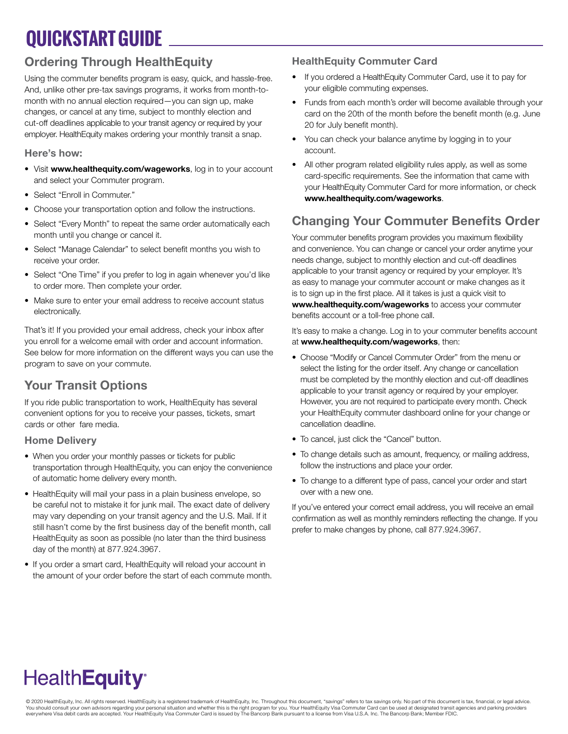# QUICKSTART GUIDE

## Ordering Through HealthEquity

Using the commuter benefits program is easy, quick, and hassle-free. And, unlike other pre-tax savings programs, it works from month-to-month with no annual election required—you can sign up, make changes, or cancel at any time, subject to monthly election and cut-off deadlines applicable to your transit agency or required by your employer. HealthEquity makes ordering your monthly transit a snap.

### Here's how:

- Visit **www.healthequity.com/wageworks**, log in to your account and select your Commuter program.
- Select "Enroll in Commuter."
- Choose your transportation option and follow the instructions.
- Select "Every Month" to repeat the same order automatically each month until you change or cancel it.
- Select "Manage Calendar" to select benefit months you wish to receive your order.
- Select "One Time" if you prefer to log in again whenever you'd like to order more. Then complete your order.
- Make sure to enter your email address to receive account status electronically.

That's it! If you provided your email address, check your inbox after you enroll for a welcome email with order and account information. See below for more information on the different ways you can use the program to save on your commute.

## Your Transit Options

If you ride public transportation to work, HealthEquity has several convenient options for you to receive your passes, tickets, smart cards or other fare media.

### Home Delivery

- When you order your monthly passes or tickets for public transportation through HealthEquity, you can enjoy the convenience of automatic home delivery every month.
- HealthEquity will mail your pass in a plain business envelope, so be careful not to mistake it for junk mail. The exact date of delivery may vary depending on your transit agency and the U.S. Mail. If it still hasn't come by the first business day of the benefit month, call HealthEquity as soon as possible (no later than the third business day of the month) at 877.924.3967.
- If you order a smart card, HealthEquity will reload your account in the amount of your order before the start of each commute month.

### HealthEquity Commuter Card

- If you ordered a HealthEquity Commuter Card, use it to pay for your eligible commuting expenses.
- Funds from each month's order will become available through your card on the 20th of the month before the benefit month (e.g. June 20 for July benefit month).
- You can check your balance anytime by logging in to your account.
- All other program related eligibility rules apply, as well as some card-specific requirements. See the information that came with your HealthEquity Commuter Card for more information, or check **www.healthequity.com/wageworks**.

## Changing Your Commuter Benefits Order

Your commuter benefits program provides you maximum flexibility and convenience. You can change or cancel your order anytime your needs change, subject to monthly election and cut-off deadlines applicable to your transit agency or required by your employer. It's as easy to manage your commuter account or make changes as it is to sign up in the first place. All it takes is just a quick visit to **www.healthequity.com/wageworks** to access your commuter benefits account or a toll-free phone call.

It's easy to make a change. Log in to your commuter benefits account at **www.healthequity.com/wageworks**, then:

- Choose "Modify or Cancel Commuter Order" from the menu or select the listing for the order itself. Any change or cancellation must be completed by the monthly election and cut-off deadlines applicable to your transit agency or required by your employer. However, you are not required to participate every month. Check your HealthEquity commuter dashboard online for your change or cancellation deadline.
- To cancel, just click the "Cancel" button.
- To change details such as amount, frequency, or mailing address, follow the instructions and place your order.
- To change to a different type of pass, cancel your order and start over with a new one.

If you've entered your correct email address, you will receive an email confirmation as well as monthly reminders reflecting the change. If you prefer to make changes by phone, call 877.924.3967.

HealthEquity

© 2020 HealthEquity, Inc. All rights reserved. HealthEquity is a registered trademark of HealthEquity, Inc. Throughout this document, "savings" refers to tax savings only. No part of this document is tax, financial, or legal advice. You should consult your own advisors regarding your personal situation and whether this is the right program for you. Your HealthEquity Visa Commuter Card can be used at designated transit agencies and parking providers everywhere Visa debit cards are accepted. Your HealthEquity Visa Commuter Card is issued by The Bancorp Bank pursuant to a license from Visa U.S.A. Inc. The Bancorp Bank; Member FDIC.